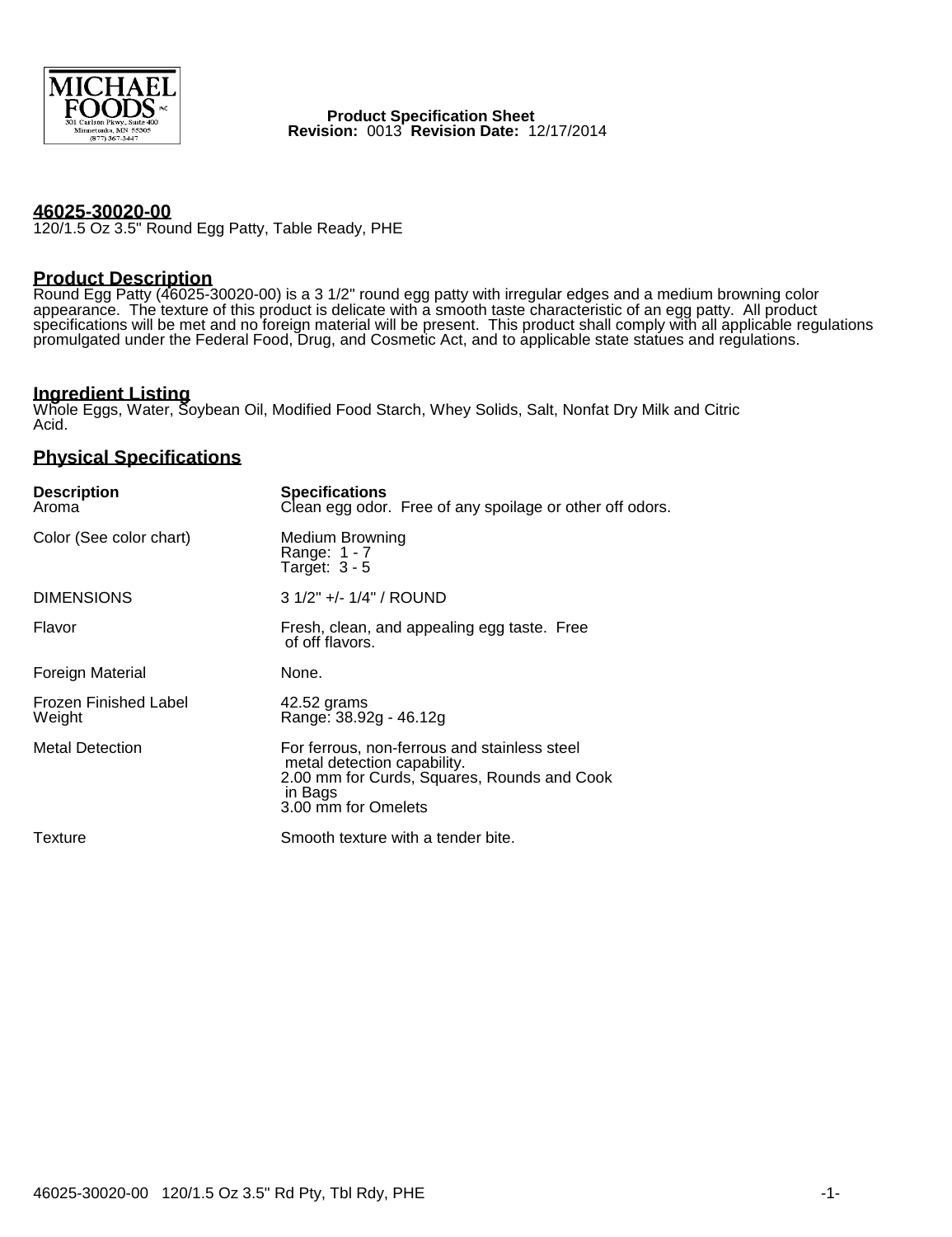Product Specification Sheet
**Revision:** 0013 **Revision Date:** 12/17/2014

## 46025-30020-00

120/1.5 Oz 3.5" Round Egg Patty, Table Ready, PHE

## Product Description

Round Egg Patty (46025-30020-00) is a 3 1/2" round egg patty with irregular edges and a medium browning color appearance. The texture of this product is delicate with a smooth taste characteristic of an egg patty. All product specifications will be met and no foreign material will be present. This product shall comply with all applicable regulations promulgated under the Federal Food, Drug, and Cosmetic Act, and to applicable state statues and regulations.

## Ingredient Listing

Whole Eggs, Water, Soybean Oil, Modified Food Starch, Whey Solids, Salt, Nonfat Dry Milk and Citric Acid.

## Physical Specifications

| Description | Specifications |
| --- | --- |
| Aroma | Clean egg odor. Free of any spoilage or other off odors. |
| Color (See color chart) | Medium Browning<br>Range: 1 - 7<br>Target: 3 - 5 |
| DIMENSIONS | 3 1/2" +/- 1/4" / ROUND |
| Flavor | Fresh, clean, and appealing egg taste. Free of off flavors. |
| Foreign Material | None. |
| Frozen Finished Label Weight | 42.52 grams<br>Range: 38.92g - 46.12g |
| Metal Detection | For ferrous, non-ferrous and stainless steel metal detection capability.<br>2.00 mm for Curds, Squares, Rounds and Cook in Bags<br>3.00 mm for Omelets |
| Texture | Smooth texture with a tender bite. |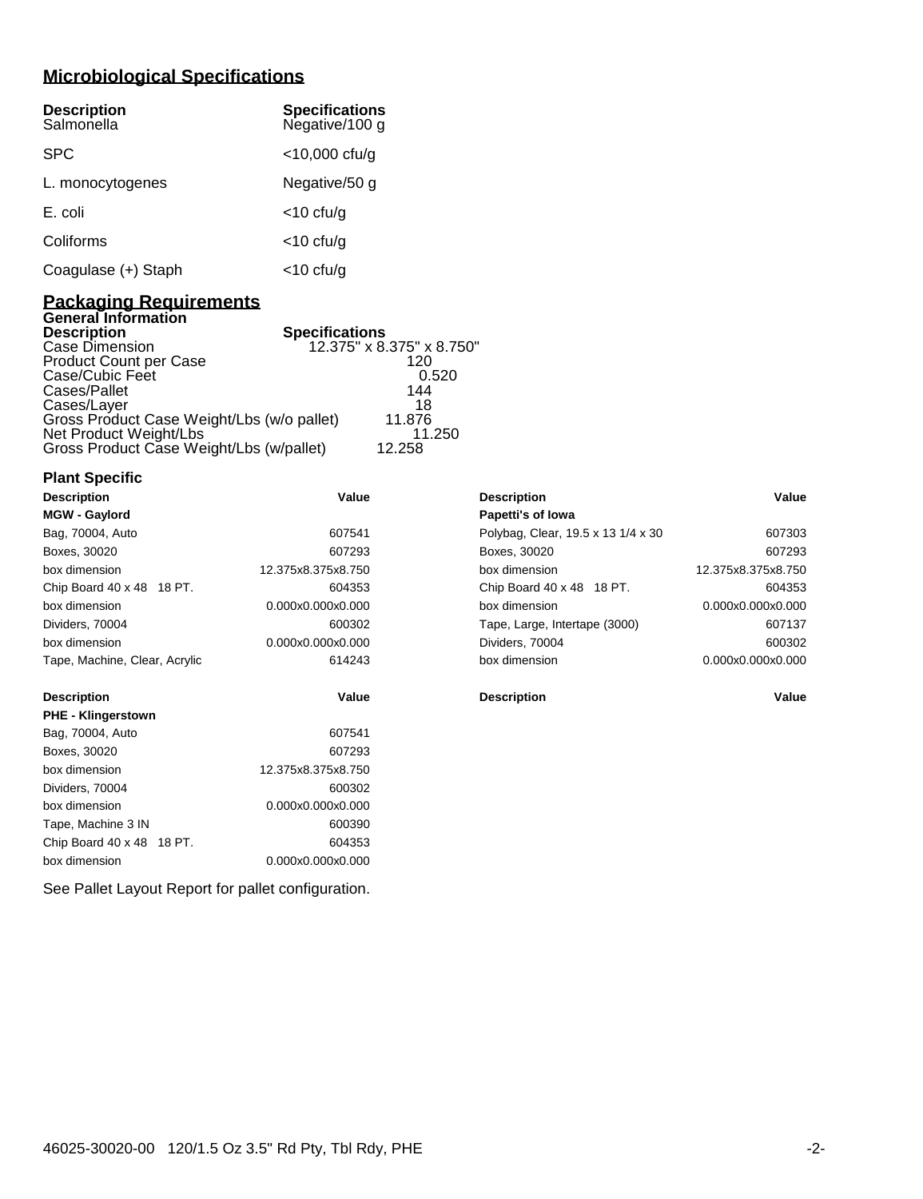## Microbiological Specifications

| Description | Specifications |
|---|---|
| Salmonella | Negative/100 g |
| SPC | <10,000 cfu/g |
| L. monocytogenes | Negative/50 g |
| E. coli | <10 cfu/g |
| Coliforms | <10 cfu/g |
| Coagulase (+) Staph | <10 cfu/g |

## Packaging Requirements

### General Information

| Description | Specifications |
|---|---|
| Case Dimension | 12.375" x 8.375" x 8.750" |
| Product Count per Case | 120 |
| Case/Cubic Feet | 0.520 |
| Cases/Pallet | 144 |
| Cases/Layer | 18 |
| Gross Product Case Weight/Lbs (w/o pallet) | 11.876 |
| Net Product Weight/Lbs | 11.250 |
| Gross Product Case Weight/Lbs (w/pallet) | 12.258 |

### Plant Specific

| Description | Value |
|---|---|
| **MGW - Gaylord** | |
| Bag, 70004, Auto | 607541 |
| Boxes, 30020 | 607293 |
| box dimension | 12.375x8.375x8.750 |
| Chip Board 40 x 48 18 PT. | 604353 |
| box dimension | 0.000x0.000x0.000 |
| Dividers, 70004 | 600302 |
| box dimension | 0.000x0.000x0.000 |
| Tape, Machine, Clear, Acrylic | 614243 |

| Description | Value |
|---|---|
| **Papetti's of Iowa** | |
| Polybag, Clear, 19.5 x 13 1/4 x 30 | 607303 |
| Boxes, 30020 | 607293 |
| box dimension | 12.375x8.375x8.750 |
| Chip Board 40 x 48 18 PT. | 604353 |
| box dimension | 0.000x0.000x0.000 |
| Tape, Large, Intertape (3000) | 607137 |
| Dividers, 70004 | 600302 |
| box dimension | 0.000x0.000x0.000 |

| Description | Value |
|---|---|
| **PHE - Klingerstown** | |
| Bag, 70004, Auto | 607541 |
| Boxes, 30020 | 607293 |
| box dimension | 12.375x8.375x8.750 |
| Dividers, 70004 | 600302 |
| box dimension | 0.000x0.000x0.000 |
| Tape, Machine 3 IN | 600390 |
| Chip Board 40 x 48 18 PT. | 604353 |
| box dimension | 0.000x0.000x0.000 |

| Description | Value |
|---|---|

See Pallet Layout Report for pallet configuration.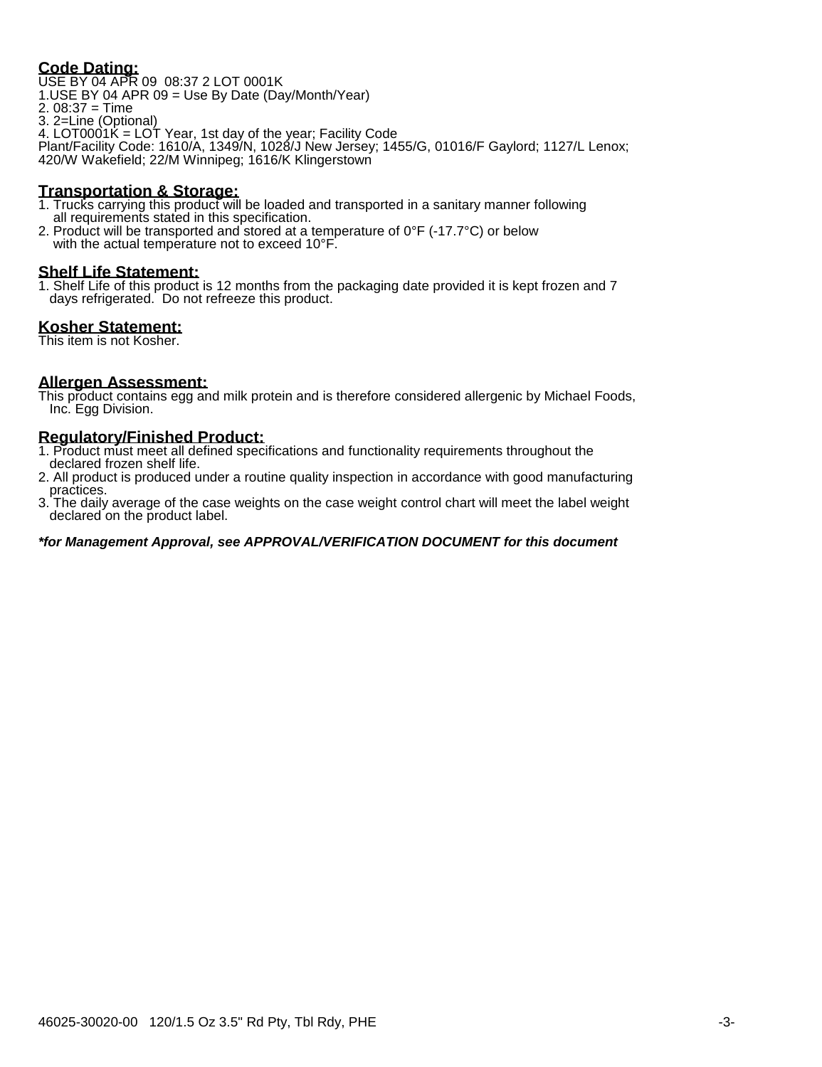## Code Dating:

USE BY 04 APR 09 08:37 2 LOT 0001K
1.USE BY 04 APR 09 = Use By Date (Day/Month/Year)
2. 08:37 = Time
3. 2=Line (Optional)
4. LOT0001K = LOT Year, 1st day of the year; Facility Code
Plant/Facility Code: 1610/A, 1349/N, 1028/J New Jersey; 1455/G, 01016/F Gaylord; 1127/L Lenox; 420/W Wakefield; 22/M Winnipeg; 1616/K Klingerstown

## Transportation & Storage:

1. Trucks carrying this product will be loaded and transported in a sanitary manner following all requirements stated in this specification.
2. Product will be transported and stored at a temperature of 0°F (-17.7°C) or below with the actual temperature not to exceed 10°F.

## Shelf Life Statement:

1. Shelf Life of this product is 12 months from the packaging date provided it is kept frozen and 7 days refrigerated. Do not refreeze this product.

## Kosher Statement:

This item is not Kosher.

## Allergen Assessment:

This product contains egg and milk protein and is therefore considered allergenic by Michael Foods, Inc. Egg Division.

## Regulatory/Finished Product:

1. Product must meet all defined specifications and functionality requirements throughout the declared frozen shelf life.
2. All product is produced under a routine quality inspection in accordance with good manufacturing practices.
3. The daily average of the case weights on the case weight control chart will meet the label weight declared on the product label.

***for Management Approval, see APPROVAL/VERIFICATION DOCUMENT for this document***